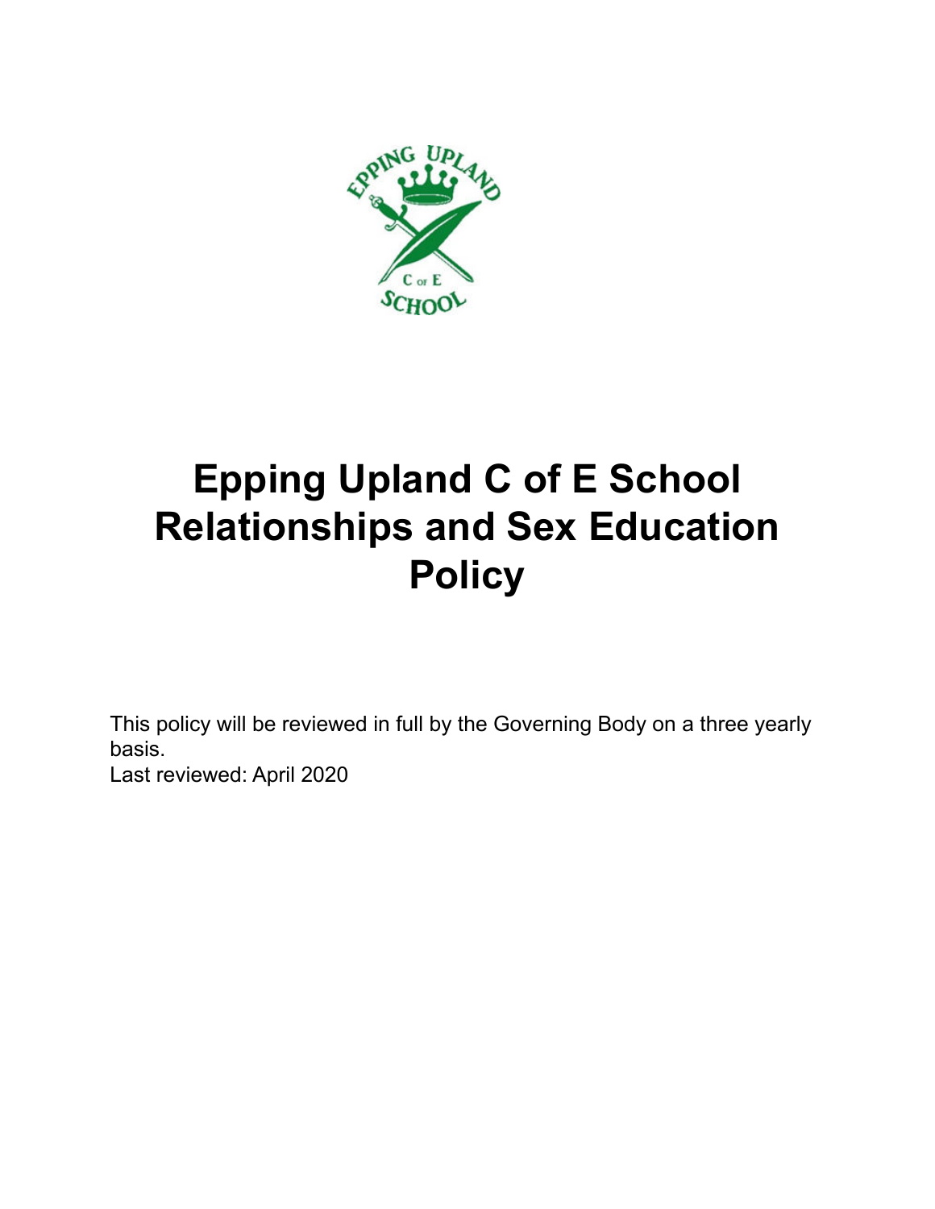# Epping Upland C of E School Relationships and Sex Education Policy

This policy will be reviewed in full by the Governing Body on a three yearly basis.
Last reviewed: April 2020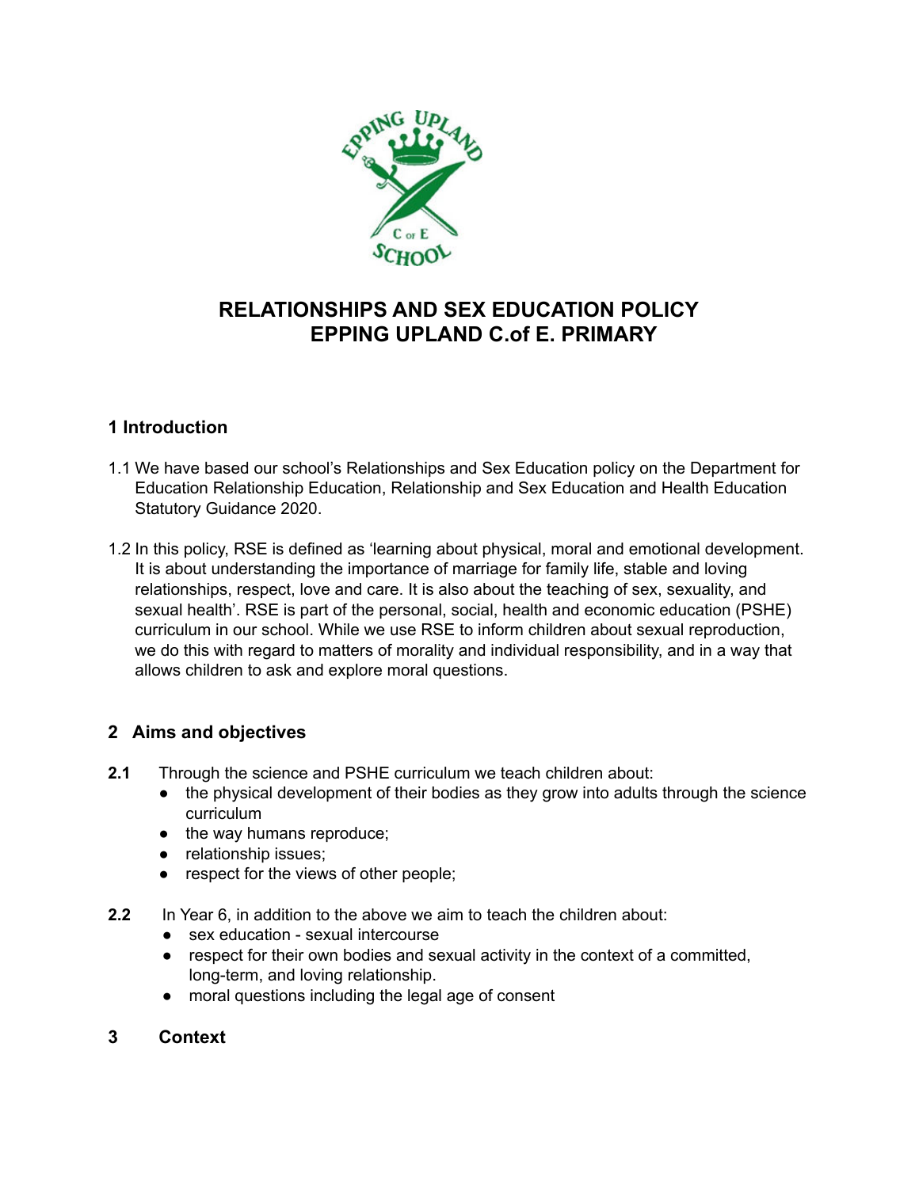# RELATIONSHIPS AND SEX EDUCATION POLICY
# EPPING UPLAND C.of E. PRIMARY

## 1 Introduction

1.1 We have based our school's Relationships and Sex Education policy on the Department for Education Relationship Education, Relationship and Sex Education and Health Education Statutory Guidance 2020.

1.2 In this policy, RSE is defined as 'learning about physical, moral and emotional development. It is about understanding the importance of marriage for family life, stable and loving relationships, respect, love and care. It is also about the teaching of sex, sexuality, and sexual health'. RSE is part of the personal, social, health and economic education (PSHE) curriculum in our school. While we use RSE to inform children about sexual reproduction, we do this with regard to matters of morality and individual responsibility, and in a way that allows children to ask and explore moral questions.

## 2 Aims and objectives

**2.1** Through the science and PSHE curriculum we teach children about:

- the physical development of their bodies as they grow into adults through the science curriculum
- the way humans reproduce;
- relationship issues;
- respect for the views of other people;

**2.2** In Year 6, in addition to the above we aim to teach the children about:

- sex education - sexual intercourse
- respect for their own bodies and sexual activity in the context of a committed, long-term, and loving relationship.
- moral questions including the legal age of consent

## 3 Context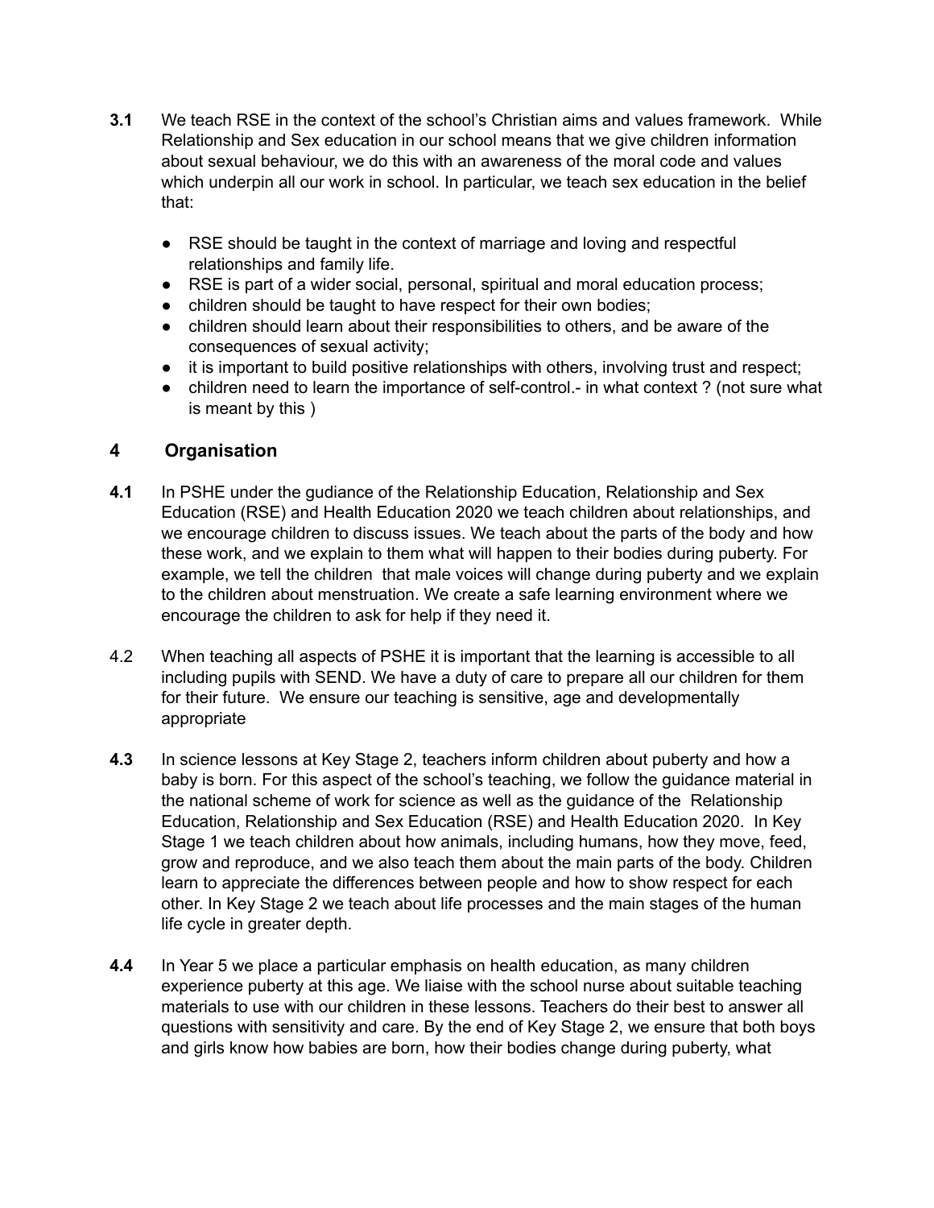**3.1** We teach RSE in the context of the school's Christian aims and values framework. While Relationship and Sex education in our school means that we give children information about sexual behaviour, we do this with an awareness of the moral code and values which underpin all our work in school. In particular, we teach sex education in the belief that:

- RSE should be taught in the context of marriage and loving and respectful relationships and family life.
- RSE is part of a wider social, personal, spiritual and moral education process;
- children should be taught to have respect for their own bodies;
- children should learn about their responsibilities to others, and be aware of the consequences of sexual activity;
- it is important to build positive relationships with others, involving trust and respect;
- children need to learn the importance of self-control.- in what context ? (not sure what is meant by this )

## 4 Organisation

**4.1** In PSHE under the gudiance of the Relationship Education, Relationship and Sex Education (RSE) and Health Education 2020 we teach children about relationships, and we encourage children to discuss issues. We teach about the parts of the body and how these work, and we explain to them what will happen to their bodies during puberty. For example, we tell the children that male voices will change during puberty and we explain to the children about menstruation. We create a safe learning environment where we encourage the children to ask for help if they need it.

4.2 When teaching all aspects of PSHE it is important that the learning is accessible to all including pupils with SEND. We have a duty of care to prepare all our children for them for their future. We ensure our teaching is sensitive, age and developmentally appropriate

**4.3** In science lessons at Key Stage 2, teachers inform children about puberty and how a baby is born. For this aspect of the school's teaching, we follow the guidance material in the national scheme of work for science as well as the guidance of the Relationship Education, Relationship and Sex Education (RSE) and Health Education 2020. In Key Stage 1 we teach children about how animals, including humans, how they move, feed, grow and reproduce, and we also teach them about the main parts of the body. Children learn to appreciate the differences between people and how to show respect for each other. In Key Stage 2 we teach about life processes and the main stages of the human life cycle in greater depth.

**4.4** In Year 5 we place a particular emphasis on health education, as many children experience puberty at this age. We liaise with the school nurse about suitable teaching materials to use with our children in these lessons. Teachers do their best to answer all questions with sensitivity and care. By the end of Key Stage 2, we ensure that both boys and girls know how babies are born, how their bodies change during puberty, what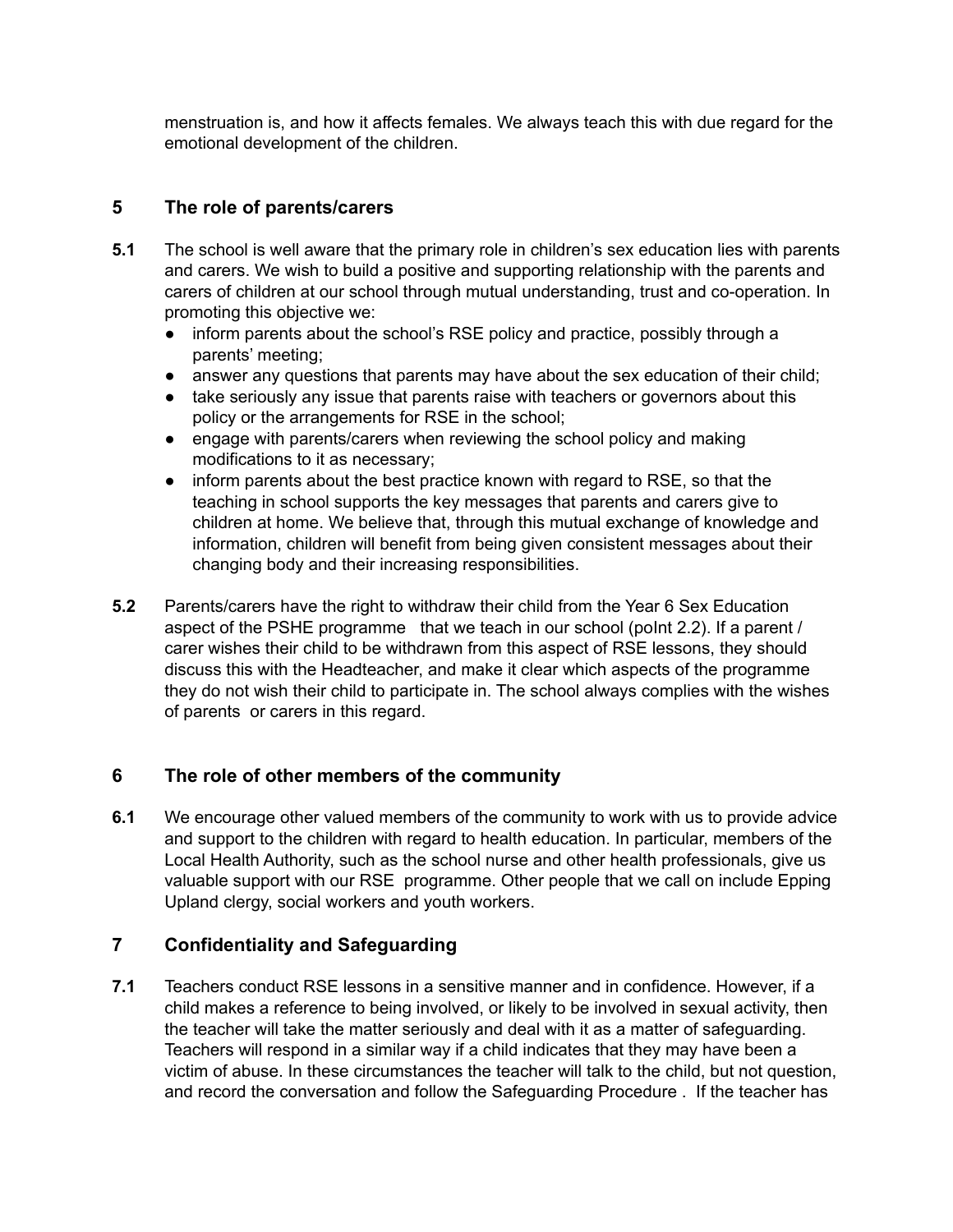menstruation is, and how it affects females. We always teach this with due regard for the emotional development of the children.

## 5 The role of parents/carers

**5.1** The school is well aware that the primary role in children's sex education lies with parents and carers. We wish to build a positive and supporting relationship with the parents and carers of children at our school through mutual understanding, trust and co-operation. In promoting this objective we:

- inform parents about the school's RSE policy and practice, possibly through a parents' meeting;
- answer any questions that parents may have about the sex education of their child;
- take seriously any issue that parents raise with teachers or governors about this policy or the arrangements for RSE in the school;
- engage with parents/carers when reviewing the school policy and making modifications to it as necessary;
- inform parents about the best practice known with regard to RSE, so that the teaching in school supports the key messages that parents and carers give to children at home. We believe that, through this mutual exchange of knowledge and information, children will benefit from being given consistent messages about their changing body and their increasing responsibilities.

**5.2** Parents/carers have the right to withdraw their child from the Year 6 Sex Education aspect of the PSHE programme that we teach in our school (poInt 2.2). If a parent / carer wishes their child to be withdrawn from this aspect of RSE lessons, they should discuss this with the Headteacher, and make it clear which aspects of the programme they do not wish their child to participate in. The school always complies with the wishes of parents or carers in this regard.

## 6 The role of other members of the community

**6.1** We encourage other valued members of the community to work with us to provide advice and support to the children with regard to health education. In particular, members of the Local Health Authority, such as the school nurse and other health professionals, give us valuable support with our RSE programme. Other people that we call on include Epping Upland clergy, social workers and youth workers.

## 7 Confidentiality and Safeguarding

**7.1** Teachers conduct RSE lessons in a sensitive manner and in confidence. However, if a child makes a reference to being involved, or likely to be involved in sexual activity, then the teacher will take the matter seriously and deal with it as a matter of safeguarding. Teachers will respond in a similar way if a child indicates that they may have been a victim of abuse. In these circumstances the teacher will talk to the child, but not question, and record the conversation and follow the Safeguarding Procedure . If the teacher has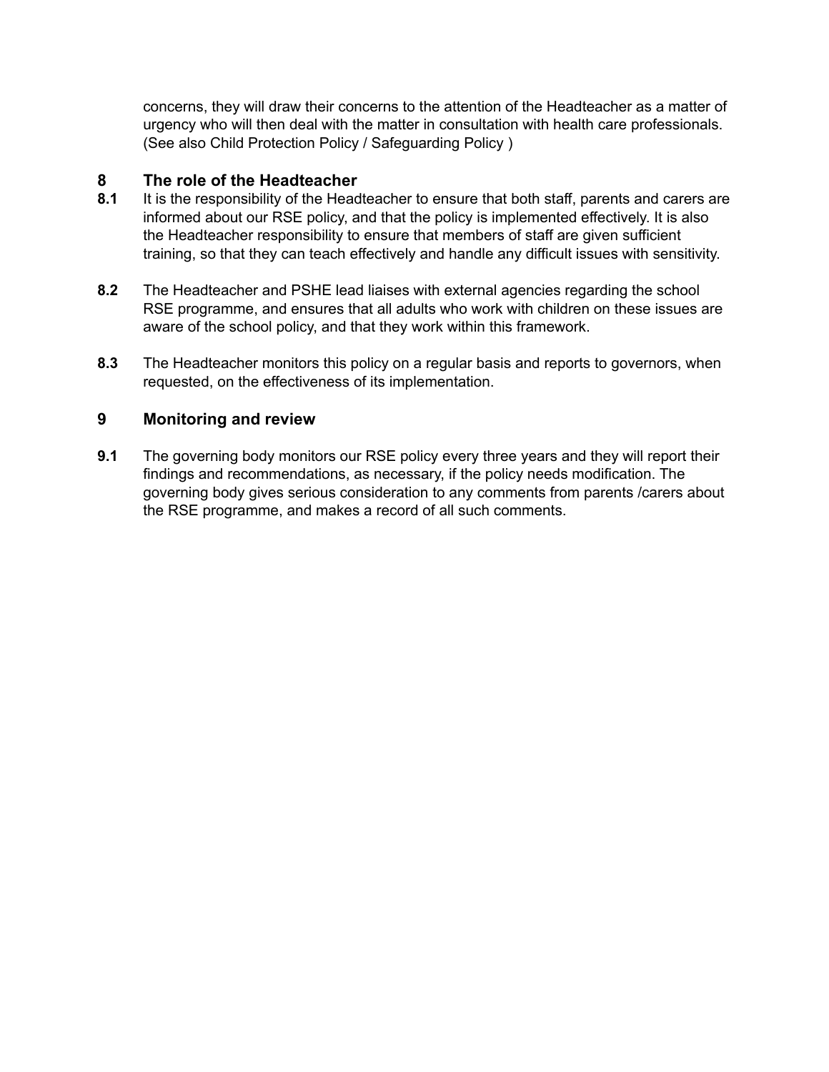concerns, they will draw their concerns to the attention of the Headteacher as a matter of urgency who will then deal with the matter in consultation with health care professionals. (See also Child Protection Policy / Safeguarding Policy )

## 8 The role of the Headteacher

**8.1** It is the responsibility of the Headteacher to ensure that both staff, parents and carers are informed about our RSE policy, and that the policy is implemented effectively. It is also the Headteacher responsibility to ensure that members of staff are given sufficient training, so that they can teach effectively and handle any difficult issues with sensitivity.

**8.2** The Headteacher and PSHE lead liaises with external agencies regarding the school RSE programme, and ensures that all adults who work with children on these issues are aware of the school policy, and that they work within this framework.

**8.3** The Headteacher monitors this policy on a regular basis and reports to governors, when requested, on the effectiveness of its implementation.

## 9 Monitoring and review

**9.1** The governing body monitors our RSE policy every three years and they will report their findings and recommendations, as necessary, if the policy needs modification. The governing body gives serious consideration to any comments from parents /carers about the RSE programme, and makes a record of all such comments.